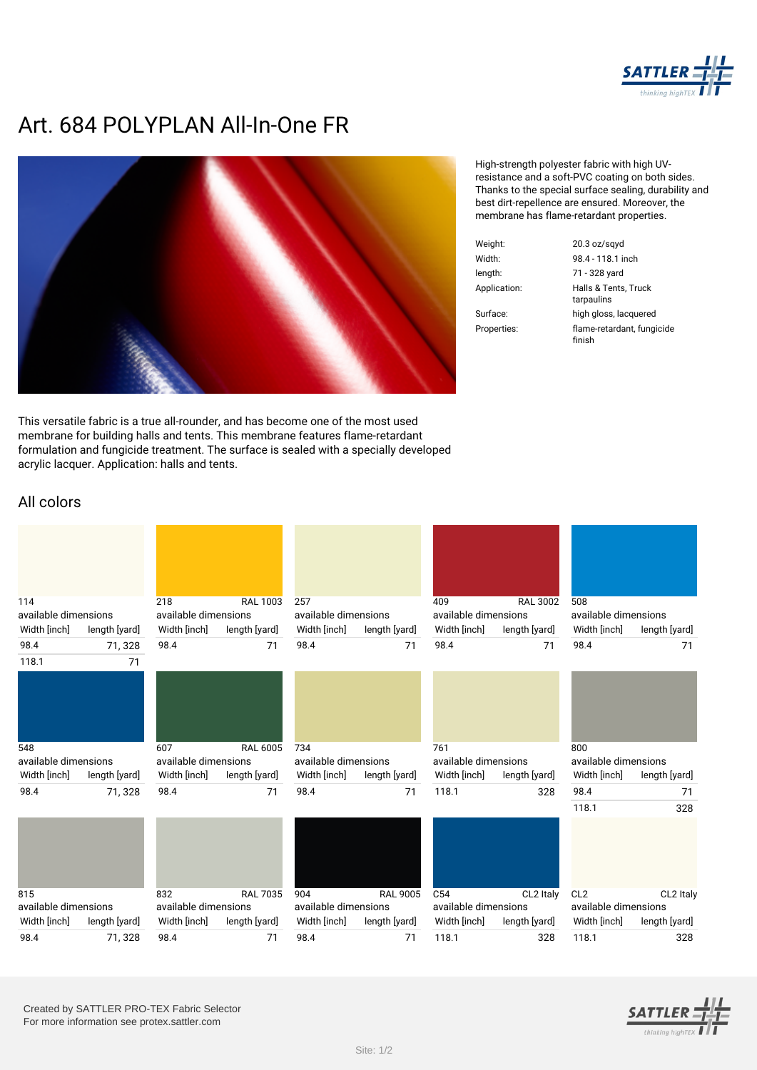# Art. 684 POLYPLAN All-In-One FR

High-strength polyester fabric with high UV-resistance and a soft-PVC coating on both sides. Thanks to the special surface sealing, durability and best dirt-repellence are ensured. Moreover, the membrane has flame-retardant properties.

| | |
|---|---|
| Weight: | 20.3 oz/sqyd |
| Width: | 98.4 - 118.1 inch |
| length: | 71 - 328 yard |
| Application: | Halls & Tents, Truck tarpaulins |
| Surface: | high gloss, lacquered |
| Properties: | flame-retardant, fungicide finish |

This versatile fabric is a true all-rounder, and has become one of the most used membrane for building halls and tents. This membrane features flame-retardant formulation and fungicide treatment. The surface is sealed with a specially developed acrylic lacquer. Application: halls and tents.

## All colors

**114**
available dimensions

| Width [inch] | length [yard] |
|---|---|
| 98.4 | 71, 328 |
| 118.1 | 71 |

**218** RAL 1003
available dimensions

| Width [inch] | length [yard] |
|---|---|
| 98.4 | 71 |

**257**
available dimensions

| Width [inch] | length [yard] |
|---|---|
| 98.4 | 71 |

**409** RAL 3002
available dimensions

| Width [inch] | length [yard] |
|---|---|
| 98.4 | 71 |

**508**
available dimensions

| Width [inch] | length [yard] |
|---|---|
| 98.4 | 71 |

**548**
available dimensions

| Width [inch] | length [yard] |
|---|---|
| 98.4 | 71, 328 |

**607** RAL 6005
available dimensions

| Width [inch] | length [yard] |
|---|---|
| 98.4 | 71 |

**734**
available dimensions

| Width [inch] | length [yard] |
|---|---|
| 98.4 | 71 |

**761**
available dimensions

| Width [inch] | length [yard] |
|---|---|
| 118.1 | 328 |

**800**
available dimensions

| Width [inch] | length [yard] |
|---|---|
| 98.4 | 71 |
| 118.1 | 328 |

**815**
available dimensions

| Width [inch] | length [yard] |
|---|---|
| 98.4 | 71, 328 |

**832** RAL 7035
available dimensions

| Width [inch] | length [yard] |
|---|---|
| 98.4 | 71 |

**904** RAL 9005
available dimensions

| Width [inch] | length [yard] |
|---|---|
| 98.4 | 71 |

**C54** CL2 Italy
available dimensions

| Width [inch] | length [yard] |
|---|---|
| 118.1 | 328 |

**CL2** CL2 Italy
available dimensions

| Width [inch] | length [yard] |
|---|---|
| 118.1 | 328 |

Created by SATTLER PRO-TEX Fabric Selector
For more information see protex.sattler.com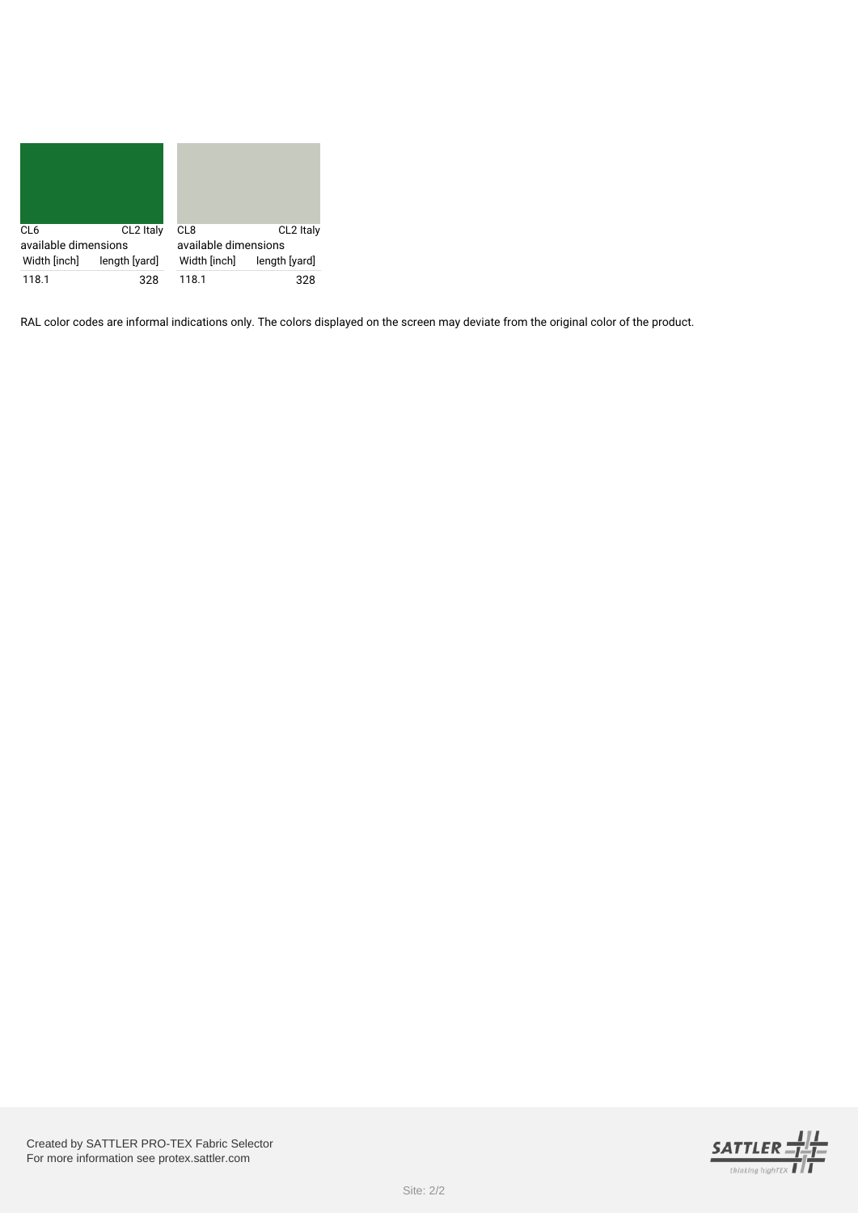| CL6 | CL2 Italy |
| --- | --- |
| available dimensions | |
| Width [inch] | length [yard] |
| 118.1 | 328 |

| CL8 | CL2 Italy |
| --- | --- |
| available dimensions | |
| Width [inch] | length [yard] |
| 118.1 | 328 |

RAL color codes are informal indications only. The colors displayed on the screen may deviate from the original color of the product.

Created by SATTLER PRO-TEX Fabric Selector
For more information see protex.sattler.com